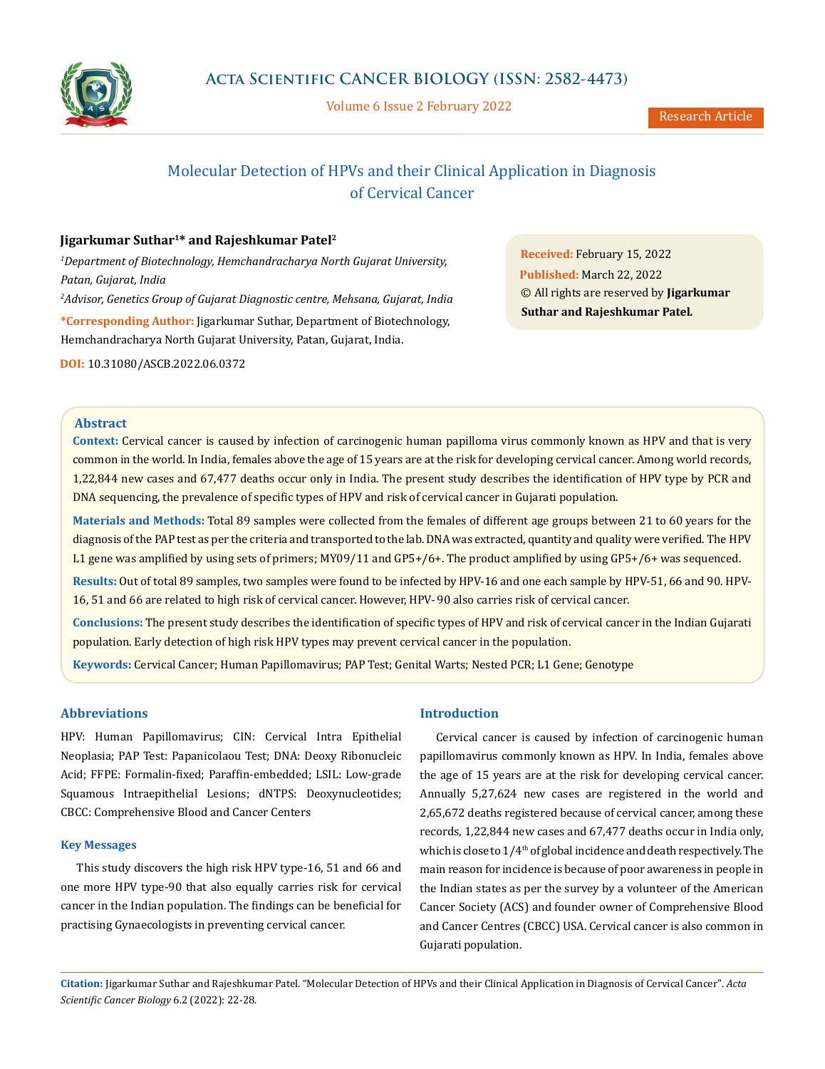# Molecular Detection of HPVs and their Clinical Application in Diagnosis of Cervical Cancer

**Jigarkumar Suthar[1]* and Rajeshkumar Patel[2]**

[1]*Department of Biotechnology, Hemchandracharya North Gujarat University, Patan, Gujarat, India*

[2]*Advisor, Genetics Group of Gujarat Diagnostic centre, Mehsana, Gujarat, India*

**\*Corresponding Author:** Jigarkumar Suthar, Department of Biotechnology, Hemchandracharya North Gujarat University, Patan, Gujarat, India.

**DOI:** 10.31080/ASCB.2022.06.0372

**Received:** February 15, 2022
**Published:** March 22, 2022
© All rights are reserved by **Jigarkumar Suthar and Rajeshkumar Patel.**

## Abstract

**Context:** Cervical cancer is caused by infection of carcinogenic human papilloma virus commonly known as HPV and that is very common in the world. In India, females above the age of 15 years are at the risk for developing cervical cancer. Among world records, 1,22,844 new cases and 67,477 deaths occur only in India. The present study describes the identification of HPV type by PCR and DNA sequencing, the prevalence of specific types of HPV and risk of cervical cancer in Gujarati population.

**Materials and Methods:** Total 89 samples were collected from the females of different age groups between 21 to 60 years for the diagnosis of the PAP test as per the criteria and transported to the lab. DNA was extracted, quantity and quality were verified. The HPV L1 gene was amplified by using sets of primers; MY09/11 and GP5+/6+. The product amplified by using GP5+/6+ was sequenced.

**Results:** Out of total 89 samples, two samples were found to be infected by HPV-16 and one each sample by HPV-51, 66 and 90. HPV-16, 51 and 66 are related to high risk of cervical cancer. However, HPV- 90 also carries risk of cervical cancer.

**Conclusions:** The present study describes the identification of specific types of HPV and risk of cervical cancer in the Indian Gujarati population. Early detection of high risk HPV types may prevent cervical cancer in the population.

**Keywords:** Cervical Cancer; Human Papillomavirus; PAP Test; Genital Warts; Nested PCR; L1 Gene; Genotype

## Abbreviations

HPV: Human Papillomavirus; CIN: Cervical Intra Epithelial Neoplasia; PAP Test: Papanicolaou Test; DNA: Deoxy Ribonucleic Acid; FFPE: Formalin-fixed; Paraffin-embedded; LSIL: Low-grade Squamous Intraepithelial Lesions; dNTPS: Deoxynucleotides; CBCC: Comprehensive Blood and Cancer Centers

### Key Messages

This study discovers the high risk HPV type-16, 51 and 66 and one more HPV type-90 that also equally carries risk for cervical cancer in the Indian population. The findings can be beneficial for practising Gynaecologists in preventing cervical cancer.

## Introduction

Cervical cancer is caused by infection of carcinogenic human papillomavirus commonly known as HPV. In India, females above the age of 15 years are at the risk for developing cervical cancer. Annually 5,27,624 new cases are registered in the world and 2,65,672 deaths registered because of cervical cancer, among these records, 1,22,844 new cases and 67,477 deaths occur in India only, which is close to $1/4^{th}$ of global incidence and death respectively. The main reason for incidence is because of poor awareness in people in the Indian states as per the survey by a volunteer of the American Cancer Society (ACS) and founder owner of Comprehensive Blood and Cancer Centres (CBCC) USA. Cervical cancer is also common in Gujarati population.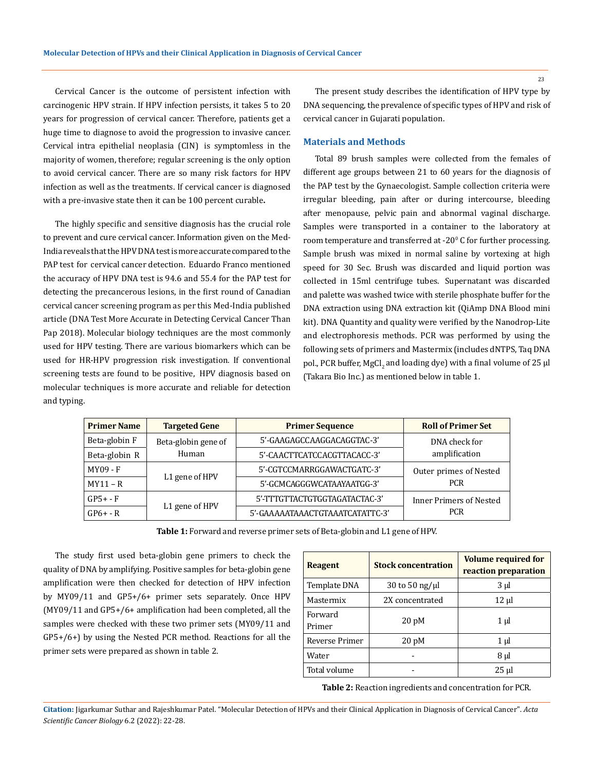Cervical Cancer is the outcome of persistent infection with carcinogenic HPV strain. If HPV infection persists, it takes 5 to 20 years for progression of cervical cancer. Therefore, patients get a huge time to diagnose to avoid the progression to invasive cancer. Cervical intra epithelial neoplasia (CIN) is symptomless in the majority of women, therefore; regular screening is the only option to avoid cervical cancer. There are so many risk factors for HPV infection as well as the treatments. If cervical cancer is diagnosed with a pre-invasive state then it can be 100 percent curable**.**

The highly specific and sensitive diagnosis has the crucial role to prevent and cure cervical cancer. Information given on the Med-India reveals that the HPV DNA test is more accurate compared to the PAP test for cervical cancer detection. Eduardo Franco mentioned the accuracy of HPV DNA test is 94.6 and 55.4 for the PAP test for detecting the precancerous lesions, in the first round of Canadian cervical cancer screening program as per this Med-India published article (DNA Test More Accurate in Detecting Cervical Cancer Than Pap 2018). Molecular biology techniques are the most commonly used for HPV testing. There are various biomarkers which can be used for HR-HPV progression risk investigation. If conventional screening tests are found to be positive, HPV diagnosis based on molecular techniques is more accurate and reliable for detection and typing.

The present study describes the identification of HPV type by DNA sequencing, the prevalence of specific types of HPV and risk of cervical cancer in Gujarati population.

## Materials and Methods

Total 89 brush samples were collected from the females of different age groups between 21 to 60 years for the diagnosis of the PAP test by the Gynaecologist. Sample collection criteria were irregular bleeding, pain after or during intercourse, bleeding after menopause, pelvic pain and abnormal vaginal discharge. Samples were transported in a container to the laboratory at room temperature and transferred at -20$^0$ C for further processing. Sample brush was mixed in normal saline by vortexing at high speed for 30 Sec. Brush was discarded and liquid portion was collected in 15ml centrifuge tubes. Supernatant was discarded and palette was washed twice with sterile phosphate buffer for the DNA extraction using DNA extraction kit (QiAmp DNA Blood mini kit). DNA Quantity and quality were verified by the Nanodrop-Lite and electrophoresis methods. PCR was performed by using the following sets of primers and Mastermix (includes dNTPS, Taq DNA pol., PCR buffer, $MgCl_2$ and loading dye) with a final volume of 25 µl (Takara Bio Inc.) as mentioned below in table 1.

| Primer Name | Targeted Gene | Primer Sequence | Roll of Primer Set |
|---|---|---|---|
| Beta-globin F | Beta-globin gene of Human | 5'-GAAGAGCCAAGGACAGGTAC-3' | DNA check for amplification |
| Beta-globin R | | 5'-CAACTTCATCCACGTTACACC-3' | |
| MY09 - F | L1 gene of HPV | 5'-CGTCCMARRGGAWACTGATC-3' | Outer primes of Nested PCR |
| MY11 – R | | 5'-GCMCAGGGWCATAAYAATGG-3' | |
| GP5+ - F | L1 gene of HPV | 5'-TTTGTTACTGTGGTAGATACTAC-3' | Inner Primers of Nested PCR |
| GP6+ - R | | 5'-GAAAAATAAACTGTAAATCATATTC-3' | |

**Table 1:** Forward and reverse primer sets of Beta-globin and L1 gene of HPV.

The study first used beta-globin gene primers to check the quality of DNA by amplifying. Positive samples for beta-globin gene amplification were then checked for detection of HPV infection by MY09/11 and GP5+/6+ primer sets separately. Once HPV (MY09/11 and GP5+/6+ amplification had been completed, all the samples were checked with these two primer sets (MY09/11 and GP5+/6+) by using the Nested PCR method. Reactions for all the primer sets were prepared as shown in table 2.

| Reagent | Stock concentration | Volume required for reaction preparation |
|---|---|---|
| Template DNA | 30 to 50 ng/µl | 3 µl |
| Mastermix | 2X concentrated | 12 µl |
| Forward Primer | 20 pM | 1 µl |
| Reverse Primer | 20 pM | 1 µl |
| Water | - | 8 µl |
| Total volume | - | 25 µl |

**Table 2:** Reaction ingredients and concentration for PCR.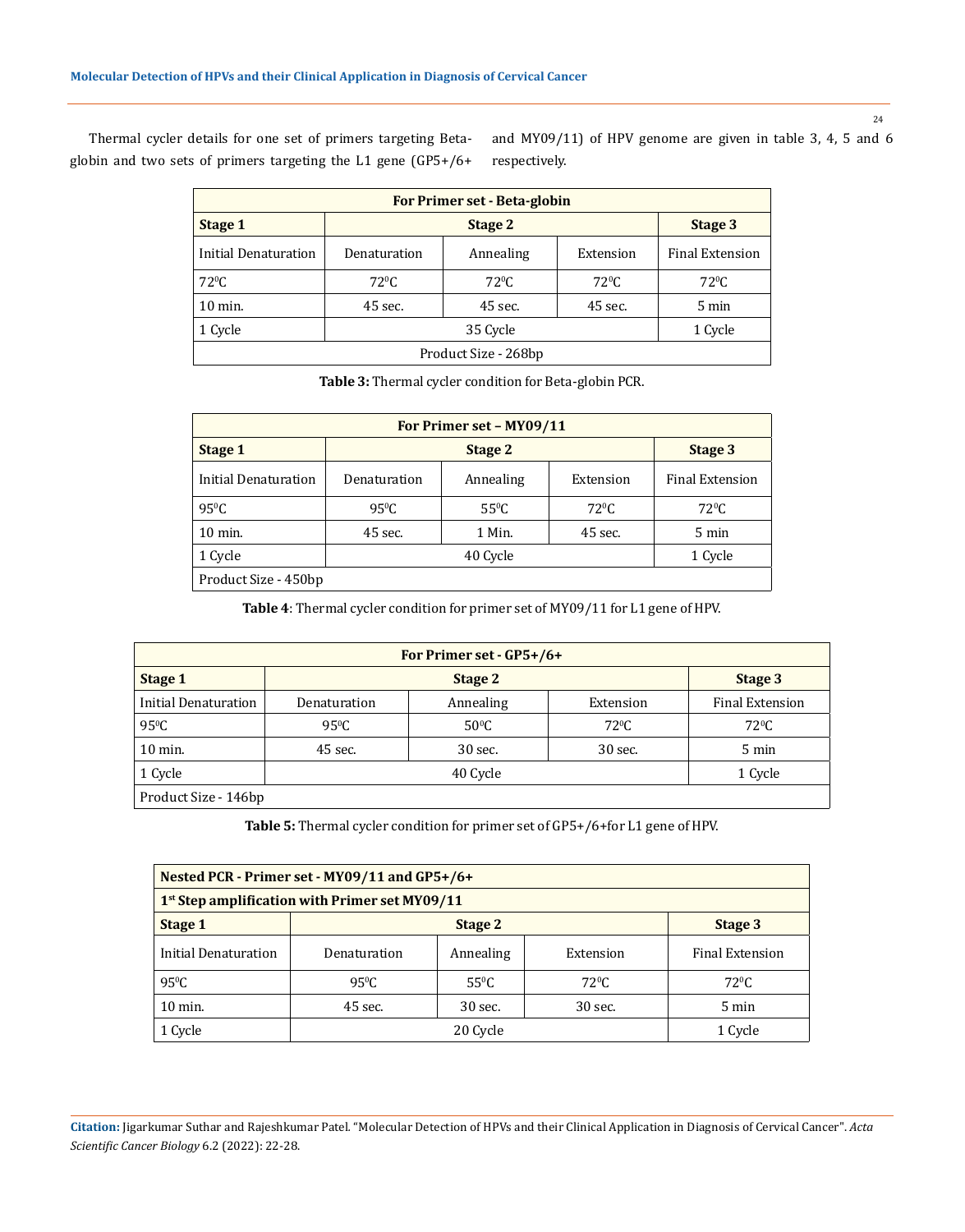Thermal cycler details for one set of primers targeting Beta-globin and two sets of primers targeting the L1 gene (GP5+/6+ and MY09/11) of HPV genome are given in table 3, 4, 5 and 6 respectively.

| For Primer set - Beta-globin | | | | |
|---|---|---|---|---|
| **Stage 1** | **Stage 2** | | | **Stage 3** |
| Initial Denaturation | Denaturation | Annealing | Extension | Final Extension |
| 72$^0$C | 72$^0$C | 72$^0$C | 72$^0$C | 72$^0$C |
| 10 min. | 45 sec. | 45 sec. | 45 sec. | 5 min |
| 1 Cycle | 35 Cycle | | | 1 Cycle |
| Product Size - 268bp | | | | |

**Table 3:** Thermal cycler condition for Beta-globin PCR.

| For Primer set – MY09/11 | | | | |
|---|---|---|---|---|
| **Stage 1** | **Stage 2** | | | **Stage 3** |
| Initial Denaturation | Denaturation | Annealing | Extension | Final Extension |
| 95$^0$C | 95$^0$C | 55$^0$C | 72$^0$C | 72$^0$C |
| 10 min. | 45 sec. | 1 Min. | 45 sec. | 5 min |
| 1 Cycle | 40 Cycle | | | 1 Cycle |
| Product Size - 450bp | | | | |

**Table 4**: Thermal cycler condition for primer set of MY09/11 for L1 gene of HPV.

| For Primer set - GP5+/6+ | | | | |
|---|---|---|---|---|
| **Stage 1** | **Stage 2** | | | **Stage 3** |
| Initial Denaturation | Denaturation | Annealing | Extension | Final Extension |
| 95$^0$C | 95$^0$C | 50$^0$C | 72$^0$C | 72$^0$C |
| 10 min. | 45 sec. | 30 sec. | 30 sec. | 5 min |
| 1 Cycle | 40 Cycle | | | 1 Cycle |
| Product Size - 146bp | | | | |

**Table 5:** Thermal cycler condition for primer set of GP5+/6+for L1 gene of HPV.

| Nested PCR - Primer set - MY09/11 and GP5+/6+ | | | | |
|---|---|---|---|---|
| 1st Step amplification with Primer set MY09/11 | | | | |
| **Stage 1** | **Stage 2** | | | **Stage 3** |
| Initial Denaturation | Denaturation | Annealing | Extension | Final Extension |
| 95$^0$C | 95$^0$C | 55$^0$C | 72$^0$C | 72$^0$C |
| 10 min. | 45 sec. | 30 sec. | 30 sec. | 5 min |
| 1 Cycle | 20 Cycle | | | 1 Cycle |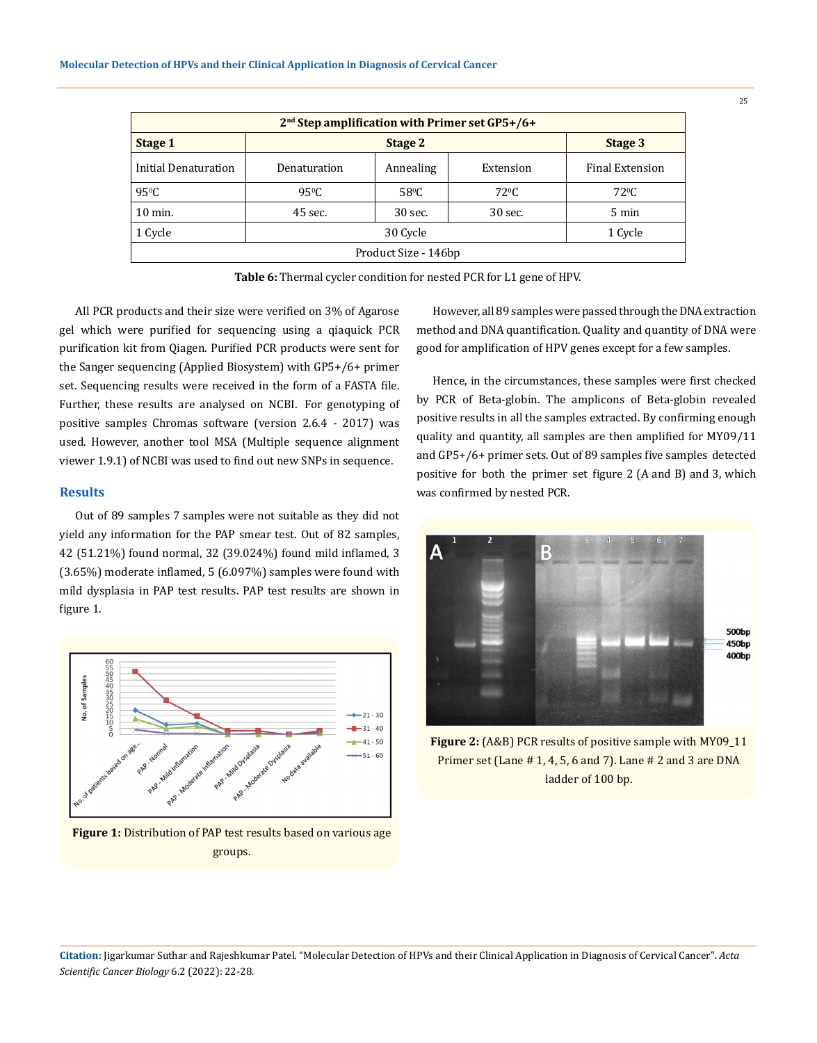| 2nd Step amplification with Primer set GP5+/6+ | | | | |
|---|---|---|---|---|
| **Stage 1** | **Stage 2** | | | **Stage 3** |
| Initial Denaturation | Denaturation | Annealing | Extension | Final Extension |
| 95⁰C | 95⁰C | 58⁰C | 72⁰C | 72⁰C |
| 10 min. | 45 sec. | 30 sec. | 30 sec. | 5 min |
| 1 Cycle | 30 Cycle | | | 1 Cycle |
| Product Size - 146bp | | | | |

**Table 6:** Thermal cycler condition for nested PCR for L1 gene of HPV.

All PCR products and their size were verified on 3% of Agarose gel which were purified for sequencing using a qiaquick PCR purification kit from Qiagen. Purified PCR products were sent for the Sanger sequencing (Applied Biosystem) with GP5+/6+ primer set. Sequencing results were received in the form of a FASTA file. Further, these results are analysed on NCBI. For genotyping of positive samples Chromas software (version 2.6.4 - 2017) was used. However, another tool MSA (Multiple sequence alignment viewer 1.9.1) of NCBI was used to find out new SNPs in sequence.

## Results

Out of 89 samples 7 samples were not suitable as they did not yield any information for the PAP smear test. Out of 82 samples, 42 (51.21%) found normal, 32 (39.024%) found mild inflamed, 3 (3.65%) moderate inflamed, 5 (6.097%) samples were found with mild dysplasia in PAP test results. PAP test results are shown in figure 1.

**Figure 1:** Distribution of PAP test results based on various age groups.

However, all 89 samples were passed through the DNA extraction method and DNA quantification. Quality and quantity of DNA were good for amplification of HPV genes except for a few samples.

Hence, in the circumstances, these samples were first checked by PCR of Beta-globin. The amplicons of Beta-globin revealed positive results in all the samples extracted. By confirming enough quality and quantity, all samples are then amplified for MY09/11 and GP5+/6+ primer sets. Out of 89 samples five samples detected positive for both the primer set figure 2 (A and B) and 3, which was confirmed by nested PCR.

**Figure 2:** (A&B) PCR results of positive sample with MY09_11 Primer set (Lane # 1, 4, 5, 6 and 7). Lane # 2 and 3 are DNA ladder of 100 bp.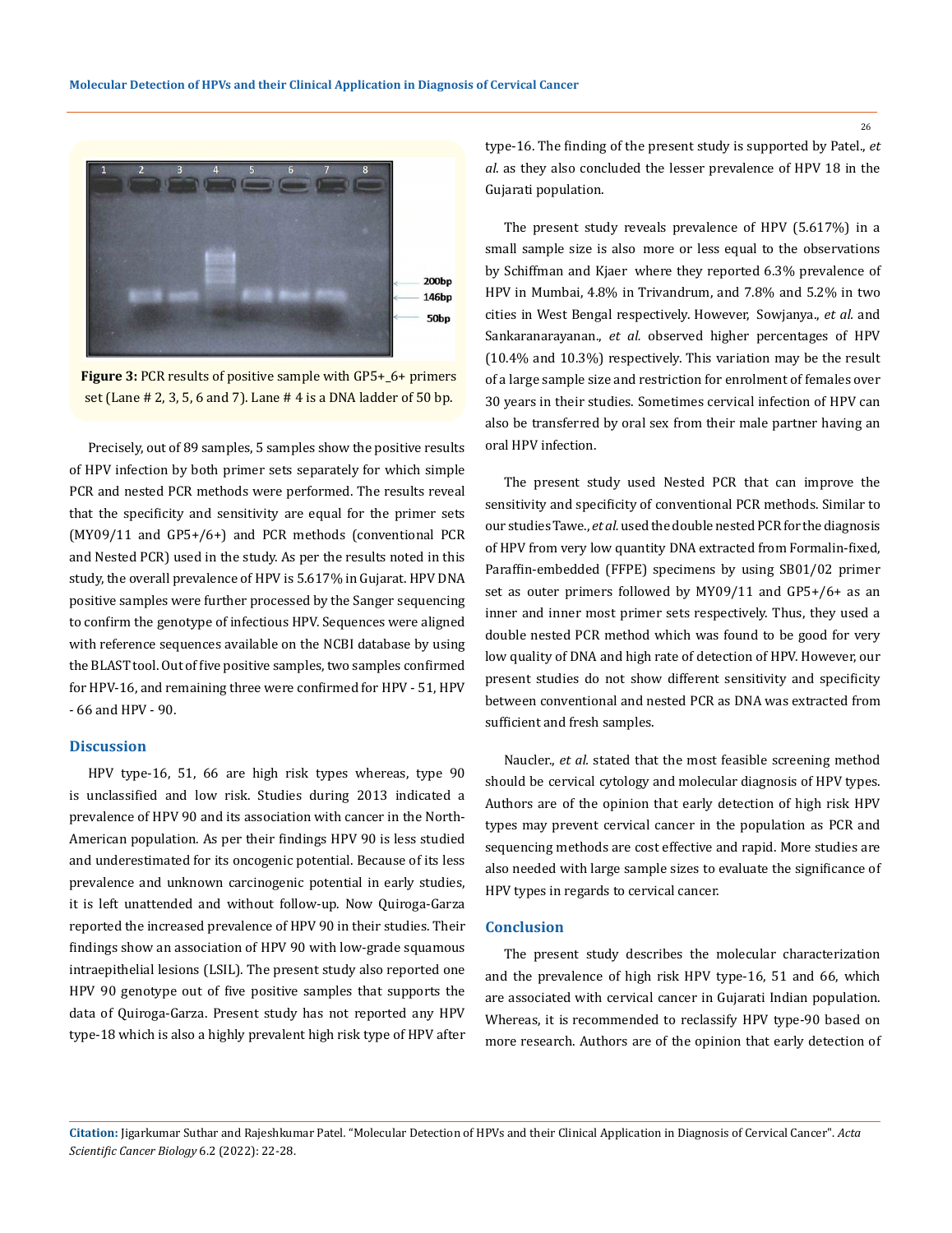Figure 3: PCR results of positive sample with GP5+_6+ primers set (Lane # 2, 3, 5, 6 and 7). Lane # 4 is a DNA ladder of 50 bp.

Precisely, out of 89 samples, 5 samples show the positive results of HPV infection by both primer sets separately for which simple PCR and nested PCR methods were performed. The results reveal that the specificity and sensitivity are equal for the primer sets (MY09/11 and GP5+/6+) and PCR methods (conventional PCR and Nested PCR) used in the study. As per the results noted in this study, the overall prevalence of HPV is 5.617% in Gujarat. HPV DNA positive samples were further processed by the Sanger sequencing to confirm the genotype of infectious HPV. Sequences were aligned with reference sequences available on the NCBI database by using the BLAST tool. Out of five positive samples, two samples confirmed for HPV-16, and remaining three were confirmed for HPV - 51, HPV - 66 and HPV - 90.

## Discussion

HPV type-16, 51, 66 are high risk types whereas, type 90 is unclassified and low risk. Studies during 2013 indicated a prevalence of HPV 90 and its association with cancer in the North-American population. As per their findings HPV 90 is less studied and underestimated for its oncogenic potential. Because of its less prevalence and unknown carcinogenic potential in early studies, it is left unattended and without follow-up. Now Quiroga-Garza reported the increased prevalence of HPV 90 in their studies. Their findings show an association of HPV 90 with low-grade squamous intraepithelial lesions (LSIL). The present study also reported one HPV 90 genotype out of five positive samples that supports the data of Quiroga-Garza. Present study has not reported any HPV type-18 which is also a highly prevalent high risk type of HPV after type-16. The finding of the present study is supported by Patel., *et al.* as they also concluded the lesser prevalence of HPV 18 in the Gujarati population.

The present study reveals prevalence of HPV (5.617%) in a small sample size is also more or less equal to the observations by Schiffman and Kjaer where they reported 6.3% prevalence of HPV in Mumbai, 4.8% in Trivandrum, and 7.8% and 5.2% in two cities in West Bengal respectively. However, Sowjanya., *et al.* and Sankaranarayanan., *et al.* observed higher percentages of HPV (10.4% and 10.3%) respectively. This variation may be the result of a large sample size and restriction for enrolment of females over 30 years in their studies. Sometimes cervical infection of HPV can also be transferred by oral sex from their male partner having an oral HPV infection.

The present study used Nested PCR that can improve the sensitivity and specificity of conventional PCR methods. Similar to our studies Tawe., *et al.* used the double nested PCR for the diagnosis of HPV from very low quantity DNA extracted from Formalin-fixed, Paraffin-embedded (FFPE) specimens by using SB01/02 primer set as outer primers followed by MY09/11 and GP5+/6+ as an inner and inner most primer sets respectively. Thus, they used a double nested PCR method which was found to be good for very low quality of DNA and high rate of detection of HPV. However, our present studies do not show different sensitivity and specificity between conventional and nested PCR as DNA was extracted from sufficient and fresh samples.

Naucler., *et al.* stated that the most feasible screening method should be cervical cytology and molecular diagnosis of HPV types. Authors are of the opinion that early detection of high risk HPV types may prevent cervical cancer in the population as PCR and sequencing methods are cost effective and rapid. More studies are also needed with large sample sizes to evaluate the significance of HPV types in regards to cervical cancer.

## Conclusion

The present study describes the molecular characterization and the prevalence of high risk HPV type-16, 51 and 66, which are associated with cervical cancer in Gujarati Indian population. Whereas, it is recommended to reclassify HPV type-90 based on more research. Authors are of the opinion that early detection of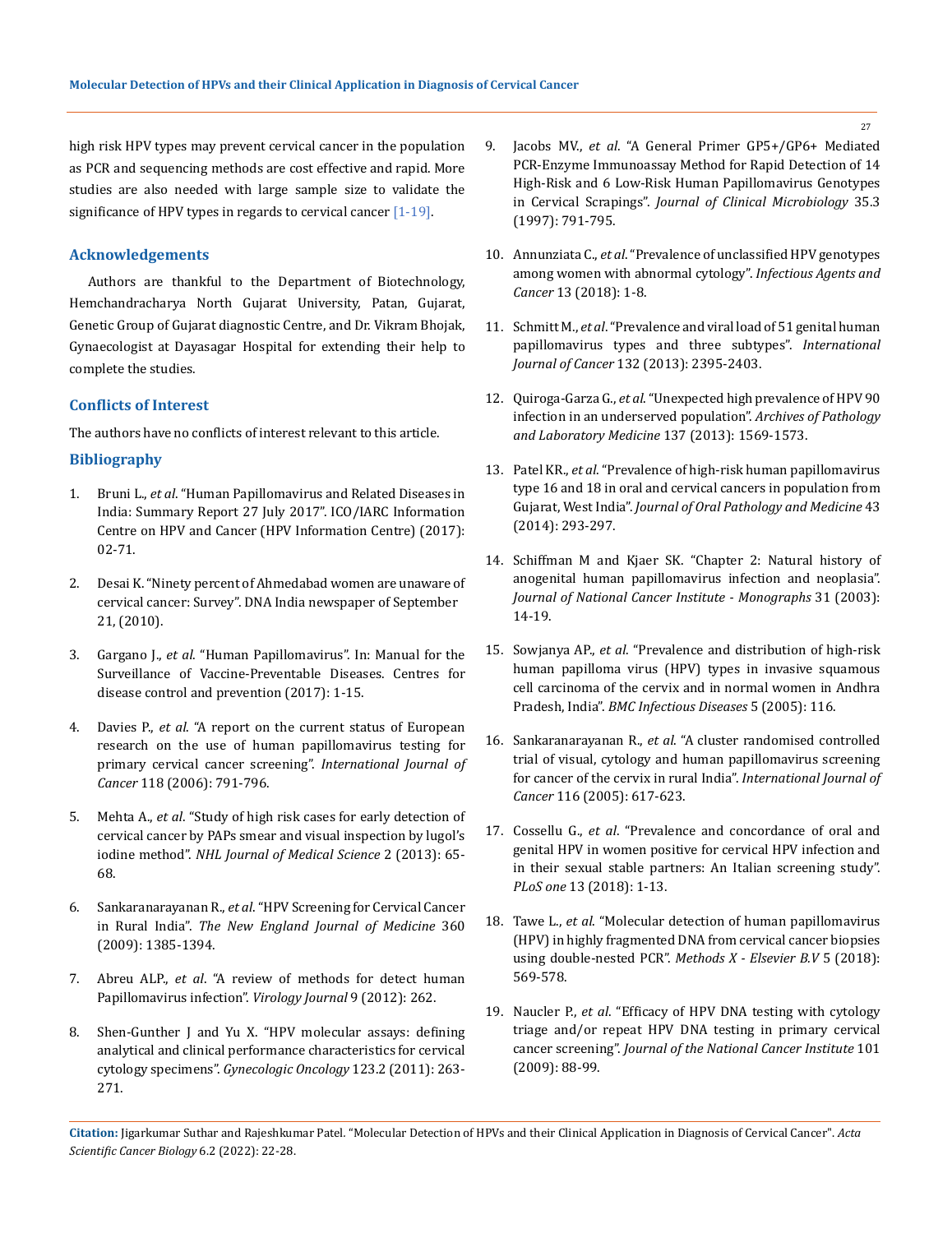high risk HPV types may prevent cervical cancer in the population as PCR and sequencing methods are cost effective and rapid. More studies are also needed with large sample size to validate the significance of HPV types in regards to cervical cancer [1-19].

## Acknowledgements

Authors are thankful to the Department of Biotechnology, Hemchandracharya North Gujarat University, Patan, Gujarat, Genetic Group of Gujarat diagnostic Centre, and Dr. Vikram Bhojak, Gynaecologist at Dayasagar Hospital for extending their help to complete the studies.

## Conflicts of Interest

The authors have no conflicts of interest relevant to this article.

## Bibliography

1. Bruni L., *et al*. "Human Papillomavirus and Related Diseases in India: Summary Report 27 July 2017". ICO/IARC Information Centre on HPV and Cancer (HPV Information Centre) (2017): 02-71.
2. Desai K. "Ninety percent of Ahmedabad women are unaware of cervical cancer: Survey". DNA India newspaper of September 21, (2010).
3. Gargano J., *et al*. "Human Papillomavirus". In: Manual for the Surveillance of Vaccine-Preventable Diseases. Centres for disease control and prevention (2017): 1-15.
4. Davies P., *et al*. "A report on the current status of European research on the use of human papillomavirus testing for primary cervical cancer screening". *International Journal of Cancer* 118 (2006): 791-796.
5. Mehta A., *et al*. "Study of high risk cases for early detection of cervical cancer by PAPs smear and visual inspection by lugol's iodine method". *NHL Journal of Medical Science* 2 (2013): 65-68.
6. Sankaranarayanan R., *et al*. "HPV Screening for Cervical Cancer in Rural India". *The New England Journal of Medicine* 360 (2009): 1385-1394.
7. Abreu ALP., *et al*. "A review of methods for detect human Papillomavirus infection". *Virology Journal* 9 (2012): 262.
8. Shen-Gunther J and Yu X. "HPV molecular assays: defining analytical and clinical performance characteristics for cervical cytology specimens". *Gynecologic Oncology* 123.2 (2011): 263-271.
9. Jacobs MV., *et al*. "A General Primer GP5+/GP6+ Mediated PCR-Enzyme Immunoassay Method for Rapid Detection of 14 High-Risk and 6 Low-Risk Human Papillomavirus Genotypes in Cervical Scrapings". *Journal of Clinical Microbiology* 35.3 (1997): 791-795.
10. Annunziata C., *et al*. "Prevalence of unclassified HPV genotypes among women with abnormal cytology". *Infectious Agents and Cancer* 13 (2018): 1-8.
11. Schmitt M., *et al*. "Prevalence and viral load of 51 genital human papillomavirus types and three subtypes". *International Journal of Cancer* 132 (2013): 2395-2403.
12. Quiroga-Garza G., *et al*. "Unexpected high prevalence of HPV 90 infection in an underserved population". *Archives of Pathology and Laboratory Medicine* 137 (2013): 1569-1573.
13. Patel KR., *et al*. "Prevalence of high-risk human papillomavirus type 16 and 18 in oral and cervical cancers in population from Gujarat, West India". *Journal of Oral Pathology and Medicine* 43 (2014): 293-297.
14. Schiffman M and Kjaer SK. "Chapter 2: Natural history of anogenital human papillomavirus infection and neoplasia". *Journal of National Cancer Institute - Monographs* 31 (2003): 14-19.
15. Sowjanya AP., *et al*. "Prevalence and distribution of high-risk human papilloma virus (HPV) types in invasive squamous cell carcinoma of the cervix and in normal women in Andhra Pradesh, India". *BMC Infectious Diseases* 5 (2005): 116.
16. Sankaranarayanan R., *et al*. "A cluster randomised controlled trial of visual, cytology and human papillomavirus screening for cancer of the cervix in rural India". *International Journal of Cancer* 116 (2005): 617-623.
17. Cossellu G., *et al*. "Prevalence and concordance of oral and genital HPV in women positive for cervical HPV infection and in their sexual stable partners: An Italian screening study". *PLoS one* 13 (2018): 1-13.
18. Tawe L., *et al*. "Molecular detection of human papillomavirus (HPV) in highly fragmented DNA from cervical cancer biopsies using double-nested PCR". *Methods X - Elsevier B.V* 5 (2018): 569-578.
19. Naucler P., *et al*. "Efficacy of HPV DNA testing with cytology triage and/or repeat HPV DNA testing in primary cervical cancer screening". *Journal of the National Cancer Institute* 101 (2009): 88-99.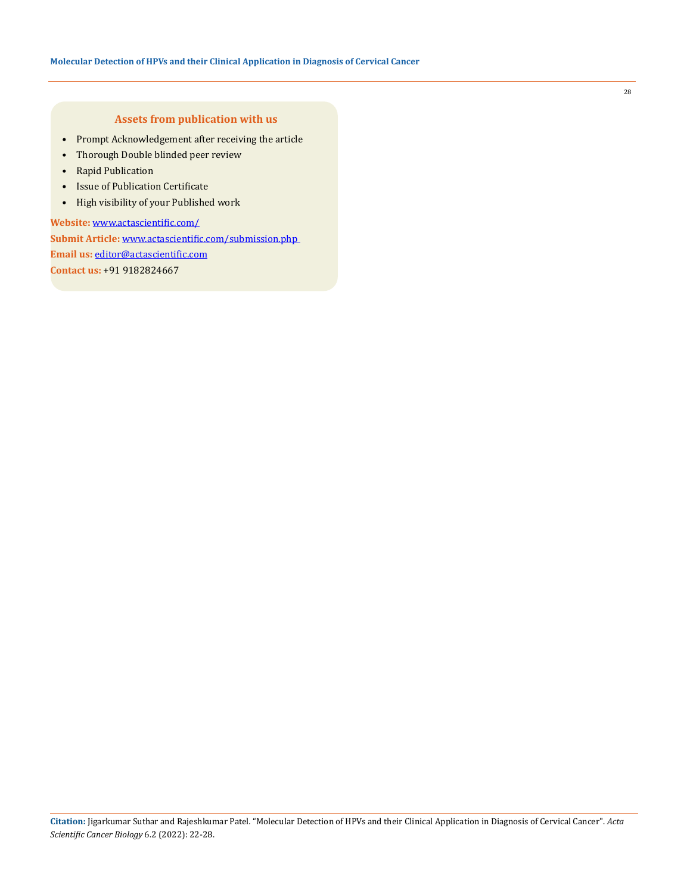### Assets from publication with us

- Prompt Acknowledgement after receiving the article
- Thorough Double blinded peer review
- Rapid Publication
- Issue of Publication Certificate
- High visibility of your Published work

**Website:** www.actascientific.com/
**Submit Article:** www.actascientific.com/submission.php
**Email us:** editor@actascientific.com
**Contact us:** +91 9182824667